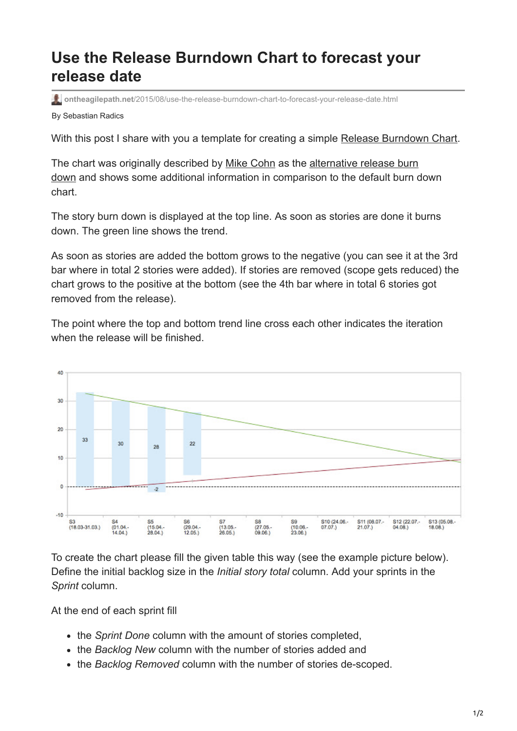# Use the Release Burndown Chart to forecast your release date

ontheagilepath.net/2015/08/use-the-release-burndown-chart-to-forecast-your-release-date.html

By Sebastian Radics

With this post I share with you a template for creating a simple Release Burndown Chart.

The chart was originally described by Mike Cohn as the alternative release burn down and shows some additional information in comparison to the default burn down chart.

The story burn down is displayed at the top line. As soon as stories are done it burns down. The green line shows the trend.

As soon as stories are added the bottom grows to the negative (you can see it at the 3rd bar where in total 2 stories were added). If stories are removed (scope gets reduced) the chart grows to the positive at the bottom (see the 4th bar where in total 6 stories got removed from the release).

The point where the top and bottom trend line cross each other indicates the iteration when the release will be finished.

40
30
20
10
0
-10

33
30
28
22
-2

S3 (18.03-31.03.)
S4 (01.04.-14.04.)
S5 (15.04.-28.04.)
S6 (29.04.-12.05.)
S7 (13.05.-26.05.)
S8 (27.05.-09.06.)
S9 (10.06.-23.06.)
S10 (24.06.-07.07.)
S11 (08.07.-21.07.)
S12 (22.07.-04.08.)
S13 (05.08.-18.08.)

To create the chart please fill the given table this way (see the example picture below). Define the initial backlog size in the *Initial story total* column. Add your sprints in the *Sprint* column.

At the end of each sprint fill

- the *Sprint Done* column with the amount of stories completed,
- the *Backlog New* column with the number of stories added and
- the *Backlog Removed* column with the number of stories de-scoped.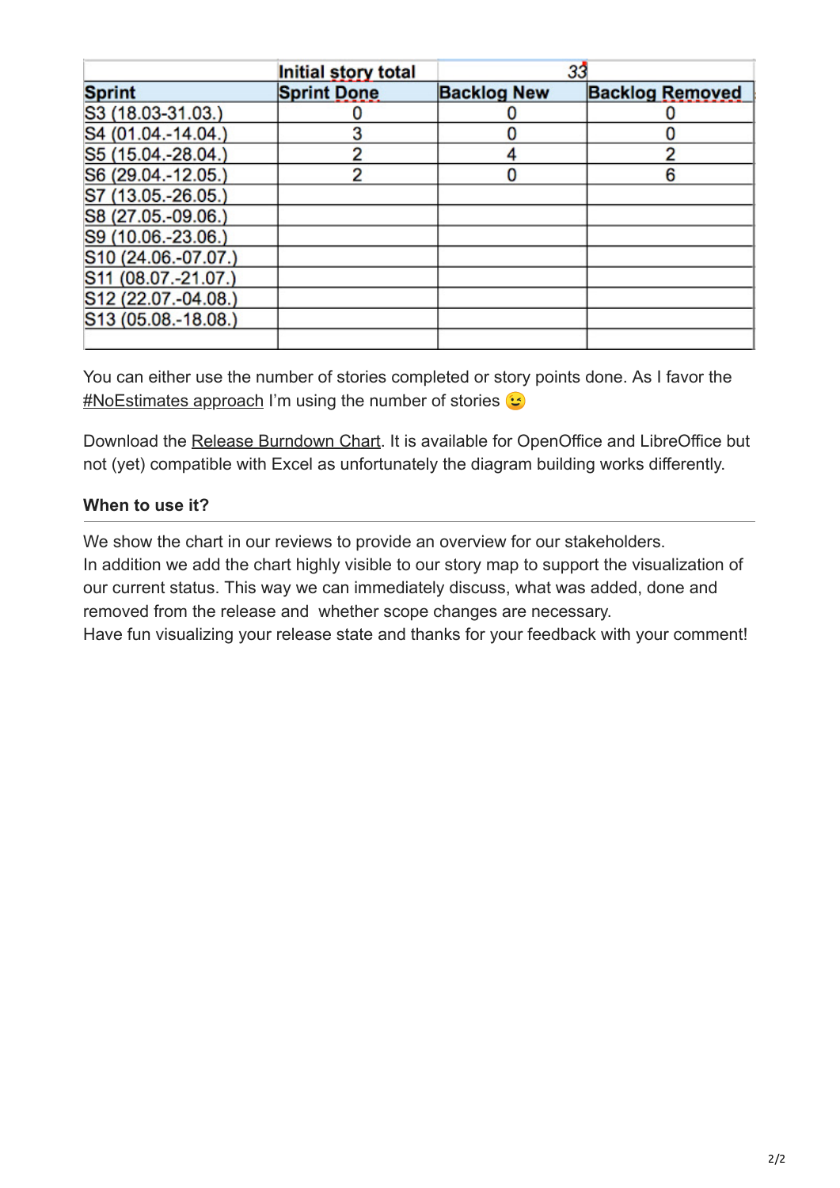| | Initial story total | 33 | |
|---|---|---|---|
| Sprint | Sprint Done | Backlog New | Backlog Removed |
| S3 (18.03-31.03.) | 0 | 0 | 0 |
| S4 (01.04.-14.04.) | 3 | 0 | 0 |
| S5 (15.04.-28.04.) | 2 | 4 | 2 |
| S6 (29.04.-12.05.) | 2 | 0 | 6 |
| S7 (13.05.-26.05.) | | | |
| S8 (27.05.-09.06.) | | | |
| S9 (10.06.-23.06.) | | | |
| S10 (24.06.-07.07.) | | | |
| S11 (08.07.-21.07.) | | | |
| S12 (22.07.-04.08.) | | | |
| S13 (05.08.-18.08.) | | | |
| | | | |

You can either use the number of stories completed or story points done. As I favor the #NoEstimates approach I'm using the number of stories 😉

Download the Release Burndown Chart. It is available for OpenOffice and LibreOffice but not (yet) compatible with Excel as unfortunately the diagram building works differently.

#### When to use it?

We show the chart in our reviews to provide an overview for our stakeholders.
In addition we add the chart highly visible to our story map to support the visualization of our current status. This way we can immediately discuss, what was added, done and removed from the release and whether scope changes are necessary.
Have fun visualizing your release state and thanks for your feedback with your comment!